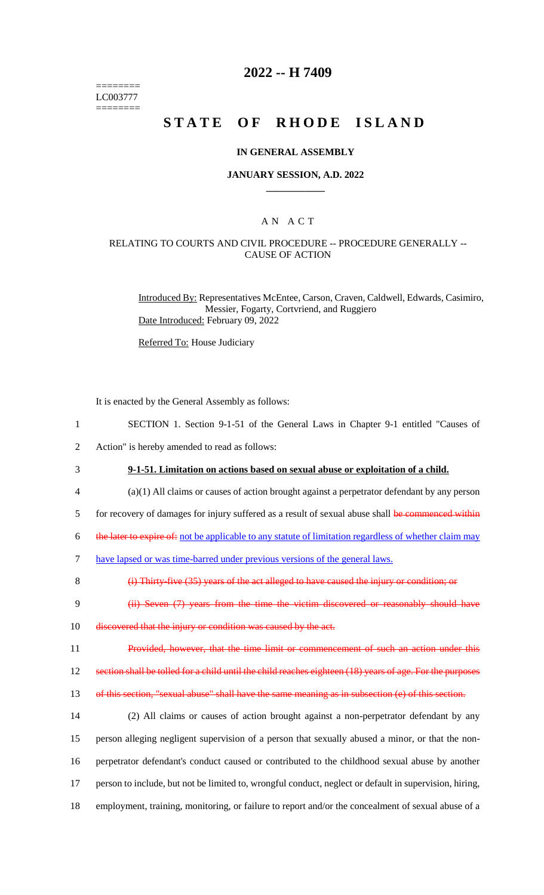========
LC003777
========

# 2022 -- H 7409

# STATE OF RHODE ISLAND

### IN GENERAL ASSEMBLY

### JANUARY SESSION, A.D. 2022

## AN ACT

RELATING TO COURTS AND CIVIL PROCEDURE -- PROCEDURE GENERALLY -- CAUSE OF ACTION

Introduced By: Representatives McEntee, Carson, Craven, Caldwell, Edwards, Casimiro, Messier, Fogarty, Cortvriend, and Ruggiero

Date Introduced: February 09, 2022

Referred To: House Judiciary

It is enacted by the General Assembly as follows:

1 SECTION 1. Section 9-1-51 of the General Laws in Chapter 9-1 entitled "Causes of
2 Action" is hereby amended to read as follows:

3 **9-1-51. Limitation on actions based on sexual abuse or exploitation of a child.**

4 (a)(1) All claims or causes of action brought against a perpetrator defendant by any person
5 for recovery of damages for injury suffered as a result of sexual abuse shall ~~be commenced within~~
6 ~~the later to expire of:~~ not be applicable to any statute of limitation regardless of whether claim may
7 have lapsed or was time-barred under previous versions of the general laws.

8 ~~(i) Thirty-five (35) years of the act alleged to have caused the injury or condition; or~~

9 ~~(ii) Seven (7) years from the time the victim discovered or reasonably should have~~
10 ~~discovered that the injury or condition was caused by the act.~~

11 ~~Provided, however, that the time limit or commencement of such an action under this~~
12 ~~section shall be tolled for a child until the child reaches eighteen (18) years of age. For the purposes~~
13 ~~of this section, "sexual abuse" shall have the same meaning as in subsection (e) of this section.~~

14 (2) All claims or causes of action brought against a non-perpetrator defendant by any
15 person alleging negligent supervision of a person that sexually abused a minor, or that the non-
16 perpetrator defendant's conduct caused or contributed to the childhood sexual abuse by another
17 person to include, but not be limited to, wrongful conduct, neglect or default in supervision, hiring,
18 employment, training, monitoring, or failure to report and/or the concealment of sexual abuse of a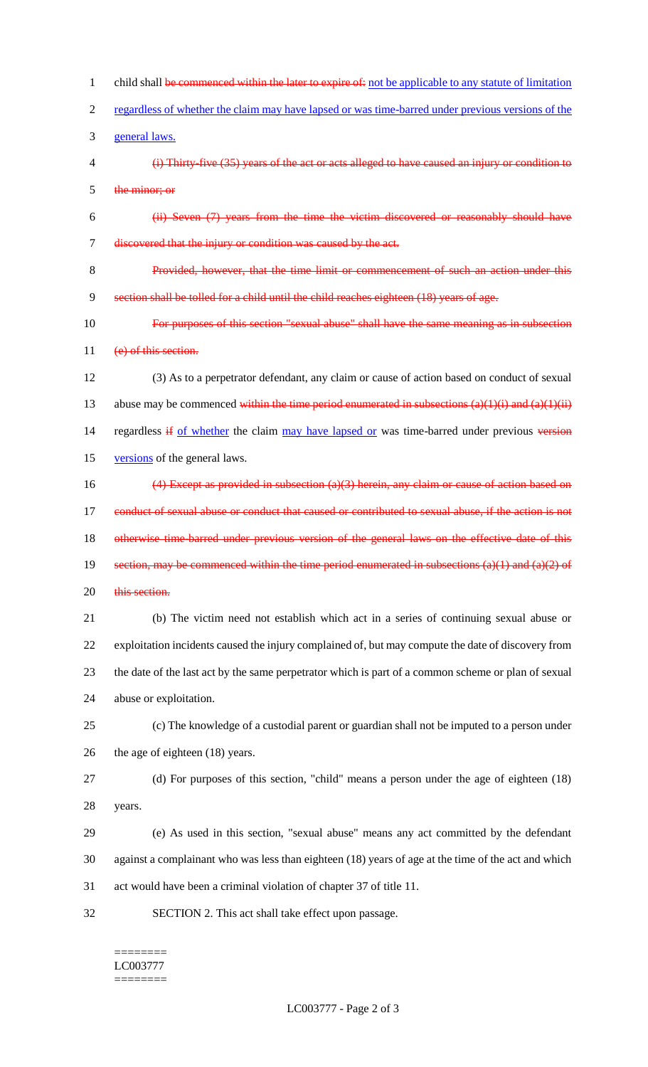child shall ~~be commenced within the later to expire of:~~ not be applicable to any statute of limitation regardless of whether the claim may have lapsed or was time-barred under previous versions of the general laws.

~~(i) Thirty-five (35) years of the act or acts alleged to have caused an injury or condition to the minor; or~~

~~(ii) Seven (7) years from the time the victim discovered or reasonably should have discovered that the injury or condition was caused by the act.~~

~~Provided, however, that the time limit or commencement of such an action under this section shall be tolled for a child until the child reaches eighteen (18) years of age.~~

~~For purposes of this section "sexual abuse" shall have the same meaning as in subsection (e) of this section.~~

(3) As to a perpetrator defendant, any claim or cause of action based on conduct of sexual abuse may be commenced ~~within the time period enumerated in subsections (a)(1)(i) and (a)(1)(ii)~~ regardless ~~if~~ of whether the claim may have lapsed or was time-barred under previous ~~version~~ versions of the general laws.

~~(4) Except as provided in subsection (a)(3) herein, any claim or cause of action based on conduct of sexual abuse or conduct that caused or contributed to sexual abuse, if the action is not otherwise time-barred under previous version of the general laws on the effective date of this section, may be commenced within the time period enumerated in subsections (a)(1) and (a)(2) of this section.~~

(b) The victim need not establish which act in a series of continuing sexual abuse or exploitation incidents caused the injury complained of, but may compute the date of discovery from the date of the last act by the same perpetrator which is part of a common scheme or plan of sexual abuse or exploitation.

(c) The knowledge of a custodial parent or guardian shall not be imputed to a person under the age of eighteen (18) years.

(d) For purposes of this section, "child" means a person under the age of eighteen (18) years.

(e) As used in this section, "sexual abuse" means any act committed by the defendant against a complainant who was less than eighteen (18) years of age at the time of the act and which act would have been a criminal violation of chapter 37 of title 11.

SECTION 2. This act shall take effect upon passage.

========
LC003777
========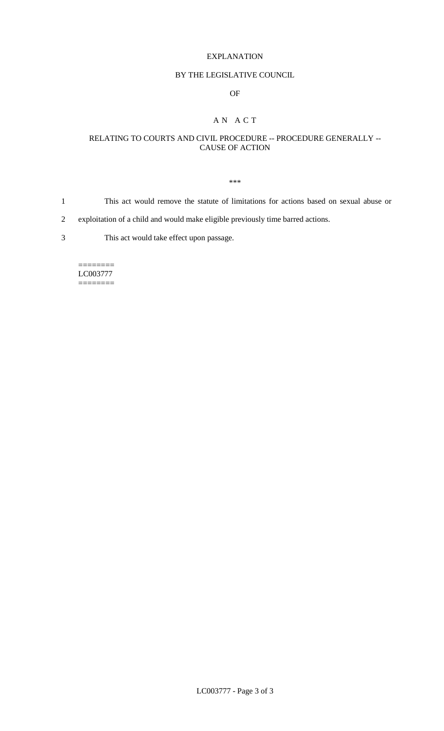EXPLANATION

BY THE LEGISLATIVE COUNCIL

OF

# A N A C T

RELATING TO COURTS AND CIVIL PROCEDURE -- PROCEDURE GENERALLY -- CAUSE OF ACTION

\*\*\*

1 This act would remove the statute of limitations for actions based on sexual abuse or

2 exploitation of a child and would make eligible previously time barred actions.

3 This act would take effect upon passage.

========
LC003777
========